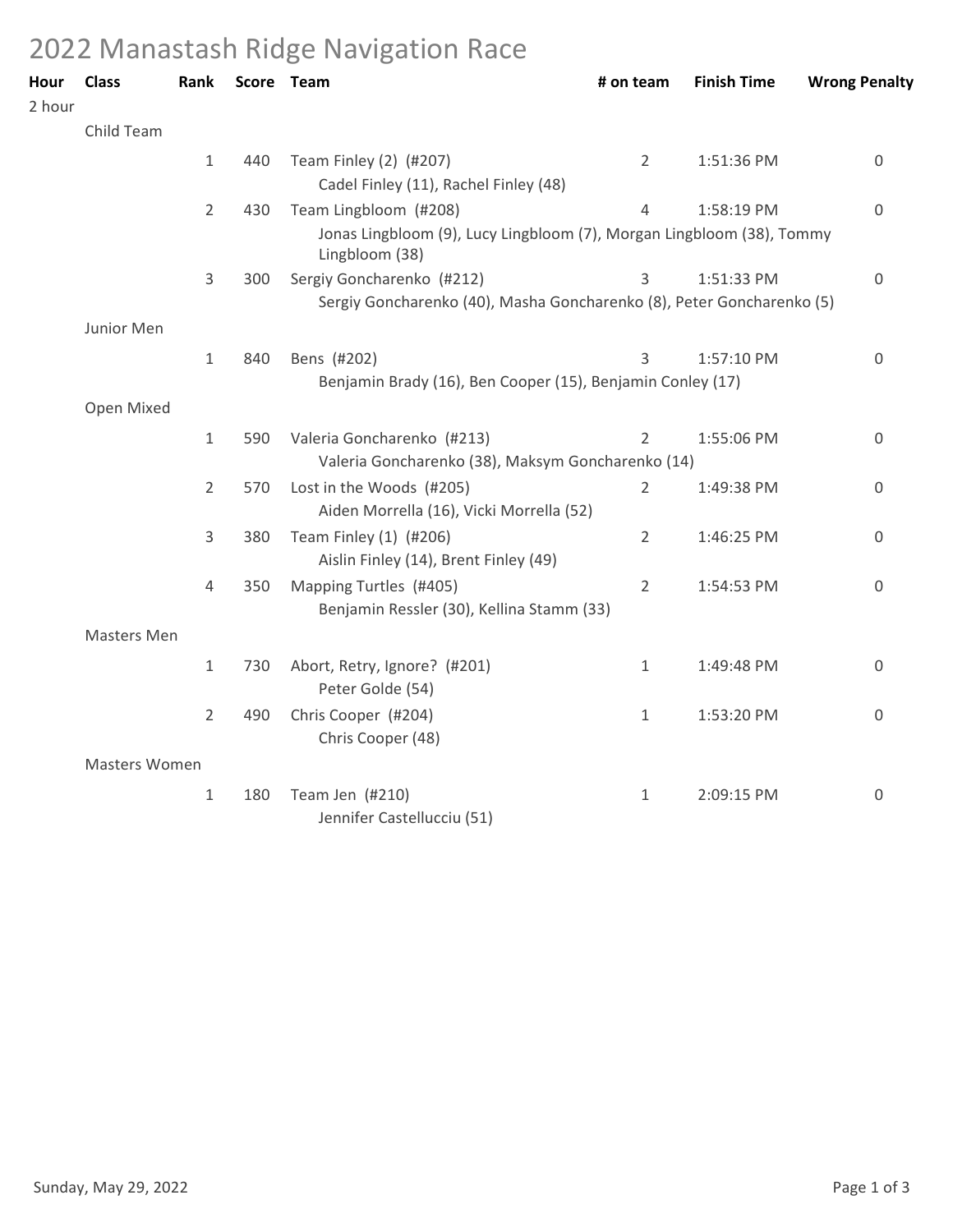# 2022 Manastash Ridge Navigation Race

| Hour | Class | Rank | Score | Team | # on team | Finish Time | Wrong Penalty |
|---|---|---|---|---|---|---|---|
| 2 hour | | | | | | | |
| | Child Team | | | | | | |
| | | 1 | 440 | Team Finley (2) (#207)<br>Cadel Finley (11), Rachel Finley (48) | 2 | 1:51:36 PM | 0 |
| | | 2 | 430 | Team Lingbloom (#208)<br>Jonas Lingbloom (9), Lucy Lingbloom (7), Morgan Lingbloom (38), Tommy Lingbloom (38) | 4 | 1:58:19 PM | 0 |
| | | 3 | 300 | Sergiy Goncharenko (#212)<br>Sergiy Goncharenko (40), Masha Goncharenko (8), Peter Goncharenko (5) | 3 | 1:51:33 PM | 0 |
| | Junior Men | | | | | | |
| | | 1 | 840 | Bens (#202)<br>Benjamin Brady (16), Ben Cooper (15), Benjamin Conley (17) | 3 | 1:57:10 PM | 0 |
| | Open Mixed | | | | | | |
| | | 1 | 590 | Valeria Goncharenko (#213)<br>Valeria Goncharenko (38), Maksym Goncharenko (14) | 2 | 1:55:06 PM | 0 |
| | | 2 | 570 | Lost in the Woods (#205)<br>Aiden Morrella (16), Vicki Morrella (52) | 2 | 1:49:38 PM | 0 |
| | | 3 | 380 | Team Finley (1) (#206)<br>Aislin Finley (14), Brent Finley (49) | 2 | 1:46:25 PM | 0 |
| | | 4 | 350 | Mapping Turtles (#405)<br>Benjamin Ressler (30), Kellina Stamm (33) | 2 | 1:54:53 PM | 0 |
| | Masters Men | | | | | | |
| | | 1 | 730 | Abort, Retry, Ignore? (#201)<br>Peter Golde (54) | 1 | 1:49:48 PM | 0 |
| | | 2 | 490 | Chris Cooper (#204)<br>Chris Cooper (48) | 1 | 1:53:20 PM | 0 |
| | Masters Women | | | | | | |
| | | 1 | 180 | Team Jen (#210)<br>Jennifer Castellucciu (51) | 1 | 2:09:15 PM | 0 |

Sunday, May 29, 2022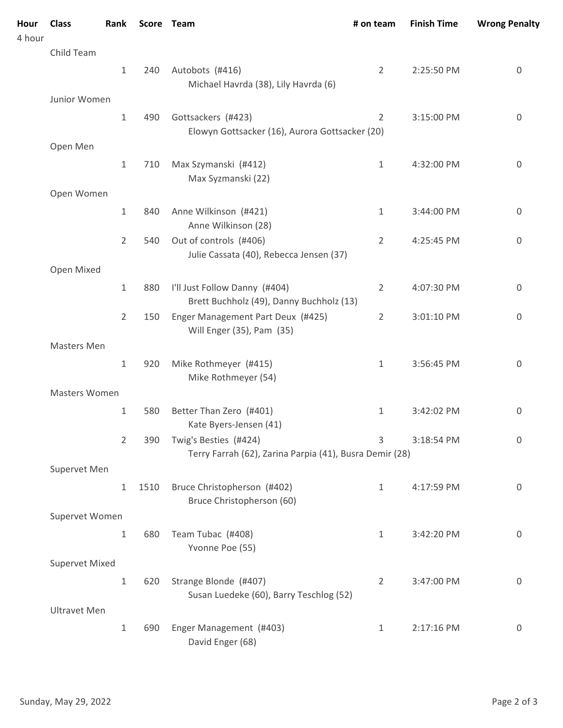| Hour | Class | Rank | Score | Team | # on team | Finish Time | Wrong Penalty |
|---|---|---|---|---|---|---|---|
| 4 hour | | | | | | | |
| | Child Team | | | | | | |
| | | 1 | 240 | Autobots (#416)<br>Michael Havrda (38), Lily Havrda (6) | 2 | 2:25:50 PM | 0 |
| | Junior Women | | | | | | |
| | | 1 | 490 | Gottsackers (#423)<br>Elowyn Gottsacker (16), Aurora Gottsacker (20) | 2 | 3:15:00 PM | 0 |
| | Open Men | | | | | | |
| | | 1 | 710 | Max Szymanski (#412)<br>Max Syzmanski (22) | 1 | 4:32:00 PM | 0 |
| | Open Women | | | | | | |
| | | 1 | 840 | Anne Wilkinson (#421)<br>Anne Wilkinson (28) | 1 | 3:44:00 PM | 0 |
| | | 2 | 540 | Out of controls (#406)<br>Julie Cassata (40), Rebecca Jensen (37) | 2 | 4:25:45 PM | 0 |
| | Open Mixed | | | | | | |
| | | 1 | 880 | I'll Just Follow Danny (#404)<br>Brett Buchholz (49), Danny Buchholz (13) | 2 | 4:07:30 PM | 0 |
| | | 2 | 150 | Enger Management Part Deux (#425)<br>Will Enger (35), Pam (35) | 2 | 3:01:10 PM | 0 |
| | Masters Men | | | | | | |
| | | 1 | 920 | Mike Rothmeyer (#415)<br>Mike Rothmeyer (54) | 1 | 3:56:45 PM | 0 |
| | Masters Women | | | | | | |
| | | 1 | 580 | Better Than Zero (#401)<br>Kate Byers-Jensen (41) | 1 | 3:42:02 PM | 0 |
| | | 2 | 390 | Twig's Besties (#424)<br>Terry Farrah (62), Zarina Parpia (41), Busra Demir (28) | 3 | 3:18:54 PM | 0 |
| | Supervet Men | | | | | | |
| | | 1 | 1510 | Bruce Christopherson (#402)<br>Bruce Christopherson (60) | 1 | 4:17:59 PM | 0 |
| | Supervet Women | | | | | | |
| | | 1 | 680 | Team Tubac (#408)<br>Yvonne Poe (55) | 1 | 3:42:20 PM | 0 |
| | Supervet Mixed | | | | | | |
| | | 1 | 620 | Strange Blonde (#407)<br>Susan Luedeke (60), Barry Teschlog (52) | 2 | 3:47:00 PM | 0 |
| | Ultravet Men | | | | | | |
| | | 1 | 690 | Enger Management (#403)<br>David Enger (68) | 1 | 2:17:16 PM | 0 |

Sunday, May 29, 2022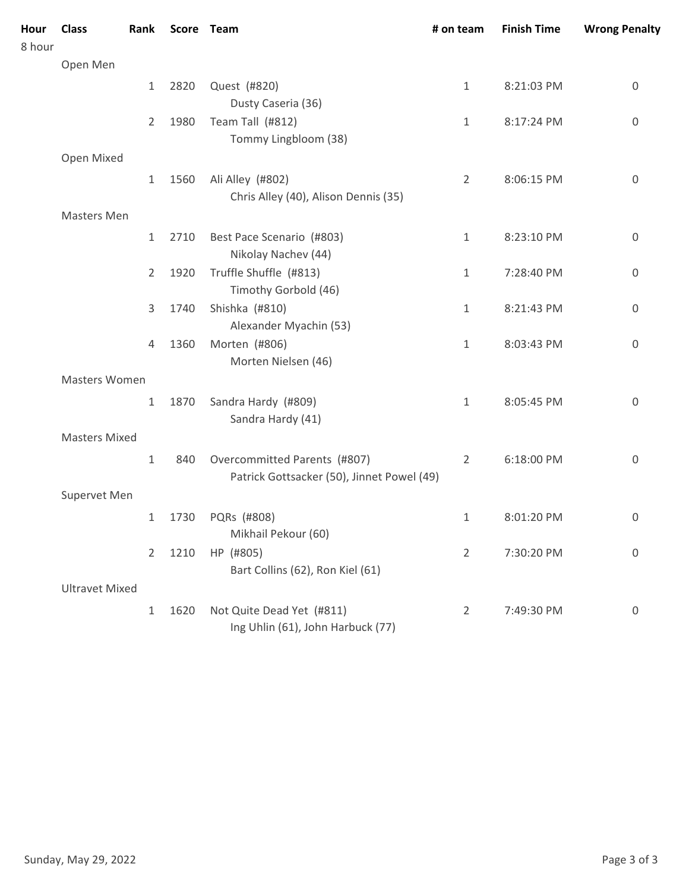| Hour | Class | Rank | Score | Team | # on team | Finish Time | Wrong Penalty |
|---|---|---|---|---|---|---|---|
| 8 hour | | | | | | | |
| | Open Men | | | | | | |
| | | 1 | 2820 | Quest (#820)<br>Dusty Caseria (36) | 1 | 8:21:03 PM | 0 |
| | | 2 | 1980 | Team Tall (#812)<br>Tommy Lingbloom (38) | 1 | 8:17:24 PM | 0 |
| | Open Mixed | | | | | | |
| | | 1 | 1560 | Ali Alley (#802)<br>Chris Alley (40), Alison Dennis (35) | 2 | 8:06:15 PM | 0 |
| | Masters Men | | | | | | |
| | | 1 | 2710 | Best Pace Scenario (#803)<br>Nikolay Nachev (44) | 1 | 8:23:10 PM | 0 |
| | | 2 | 1920 | Truffle Shuffle (#813)<br>Timothy Gorbold (46) | 1 | 7:28:40 PM | 0 |
| | | 3 | 1740 | Shishka (#810)<br>Alexander Myachin (53) | 1 | 8:21:43 PM | 0 |
| | | 4 | 1360 | Morten (#806)<br>Morten Nielsen (46) | 1 | 8:03:43 PM | 0 |
| | Masters Women | | | | | | |
| | | 1 | 1870 | Sandra Hardy (#809)<br>Sandra Hardy (41) | 1 | 8:05:45 PM | 0 |
| | Masters Mixed | | | | | | |
| | | 1 | 840 | Overcommitted Parents (#807)<br>Patrick Gottsacker (50), Jinnet Powel (49) | 2 | 6:18:00 PM | 0 |
| | Supervet Men | | | | | | |
| | | 1 | 1730 | PQRs (#808)<br>Mikhail Pekour (60) | 1 | 8:01:20 PM | 0 |
| | | 2 | 1210 | HP (#805)<br>Bart Collins (62), Ron Kiel (61) | 2 | 7:30:20 PM | 0 |
| | Ultravet Mixed | | | | | | |
| | | 1 | 1620 | Not Quite Dead Yet (#811)<br>Ing Uhlin (61), John Harbuck (77) | 2 | 7:49:30 PM | 0 |

Sunday, May 29, 2022